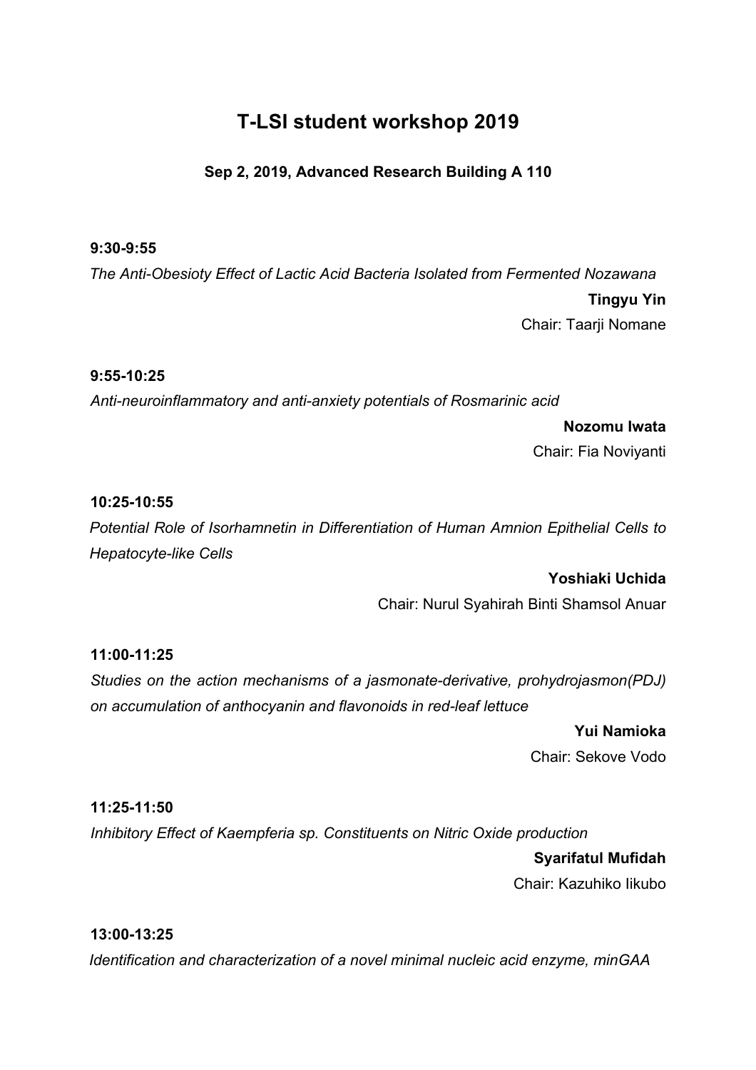# T-LSI student workshop 2019

**Sep 2, 2019, Advanced Research Building A 110**

**9:30-9:55**

*The Anti-Obesioty Effect of Lactic Acid Bacteria Isolated from Fermented Nozawana*

**Tingyu Yin**

Chair: Taarji Nomane

**9:55-10:25**

*Anti-neuroinflammatory and anti-anxiety potentials of Rosmarinic acid*

**Nozomu Iwata**

Chair: Fia Noviyanti

**10:25-10:55**

*Potential Role of Isorhamnetin in Differentiation of Human Amnion Epithelial Cells to Hepatocyte-like Cells*

**Yoshiaki Uchida**

Chair: Nurul Syahirah Binti Shamsol Anuar

**11:00-11:25**

*Studies on the action mechanisms of a jasmonate-derivative, prohydrojasmon(PDJ) on accumulation of anthocyanin and flavonoids in red-leaf lettuce*

**Yui Namioka**

Chair: Sekove Vodo

**11:25-11:50**

*Inhibitory Effect of Kaempferia sp. Constituents on Nitric Oxide production*

**Syarifatul Mufidah**

Chair: Kazuhiko Iikubo

**13:00-13:25**

*Identification and characterization of a novel minimal nucleic acid enzyme, minGAA*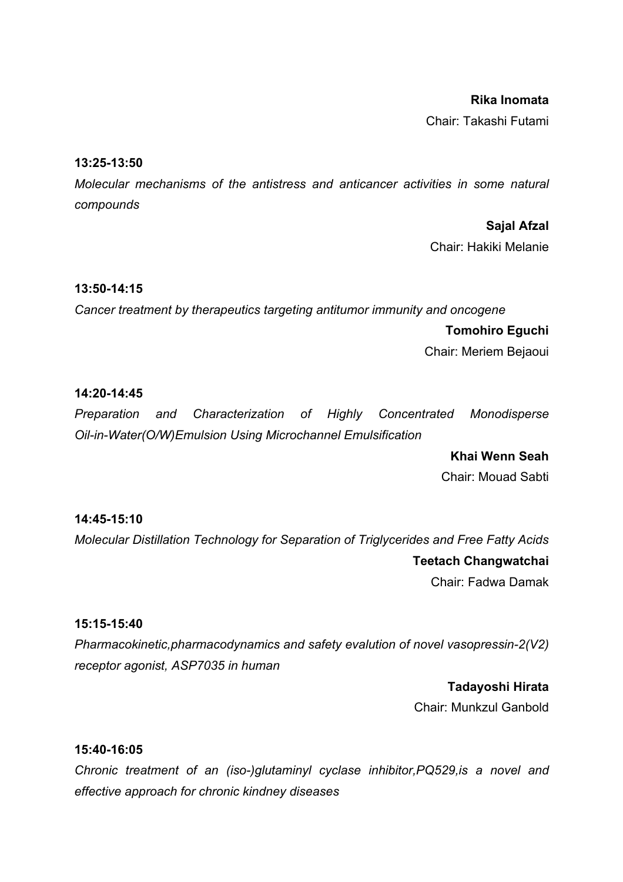**Rika Inomata**

Chair: Takashi Futami

**13:25-13:50**

*Molecular mechanisms of the antistress and anticancer activities in some natural compounds*

**Sajal Afzal**

Chair: Hakiki Melanie

**13:50-14:15**

*Cancer treatment by therapeutics targeting antitumor immunity and oncogene*

**Tomohiro Eguchi**

Chair: Meriem Bejaoui

**14:20-14:45**

*Preparation and Characterization of Highly Concentrated Monodisperse Oil-in-Water(O/W)Emulsion Using Microchannel Emulsification*

**Khai Wenn Seah**

Chair: Mouad Sabti

**14:45-15:10**

*Molecular Distillation Technology for Separation of Triglycerides and Free Fatty Acids*

**Teetach Changwatchai**

Chair: Fadwa Damak

**15:15-15:40**

*Pharmacokinetic,pharmacodynamics and safety evalution of novel vasopressin-2(V2) receptor agonist, ASP7035 in human*

**Tadayoshi Hirata**

Chair: Munkzul Ganbold

**15:40-16:05**

*Chronic treatment of an (iso-)glutaminyl cyclase inhibitor,PQ529,is a novel and effective approach for chronic kindney diseases*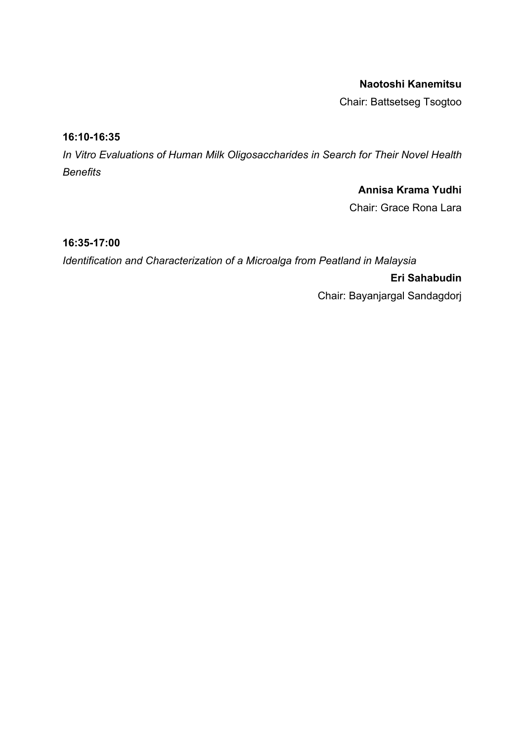**Naotoshi Kanemitsu**

Chair: Battsetseg Tsogtoo

**16:10-16:35**

*In Vitro Evaluations of Human Milk Oligosaccharides in Search for Their Novel Health Benefits*

**Annisa Krama Yudhi**

Chair: Grace Rona Lara

**16:35-17:00**

*Identification and Characterization of a Microalga from Peatland in Malaysia*

**Eri Sahabudin**

Chair: Bayanjargal Sandagdorj